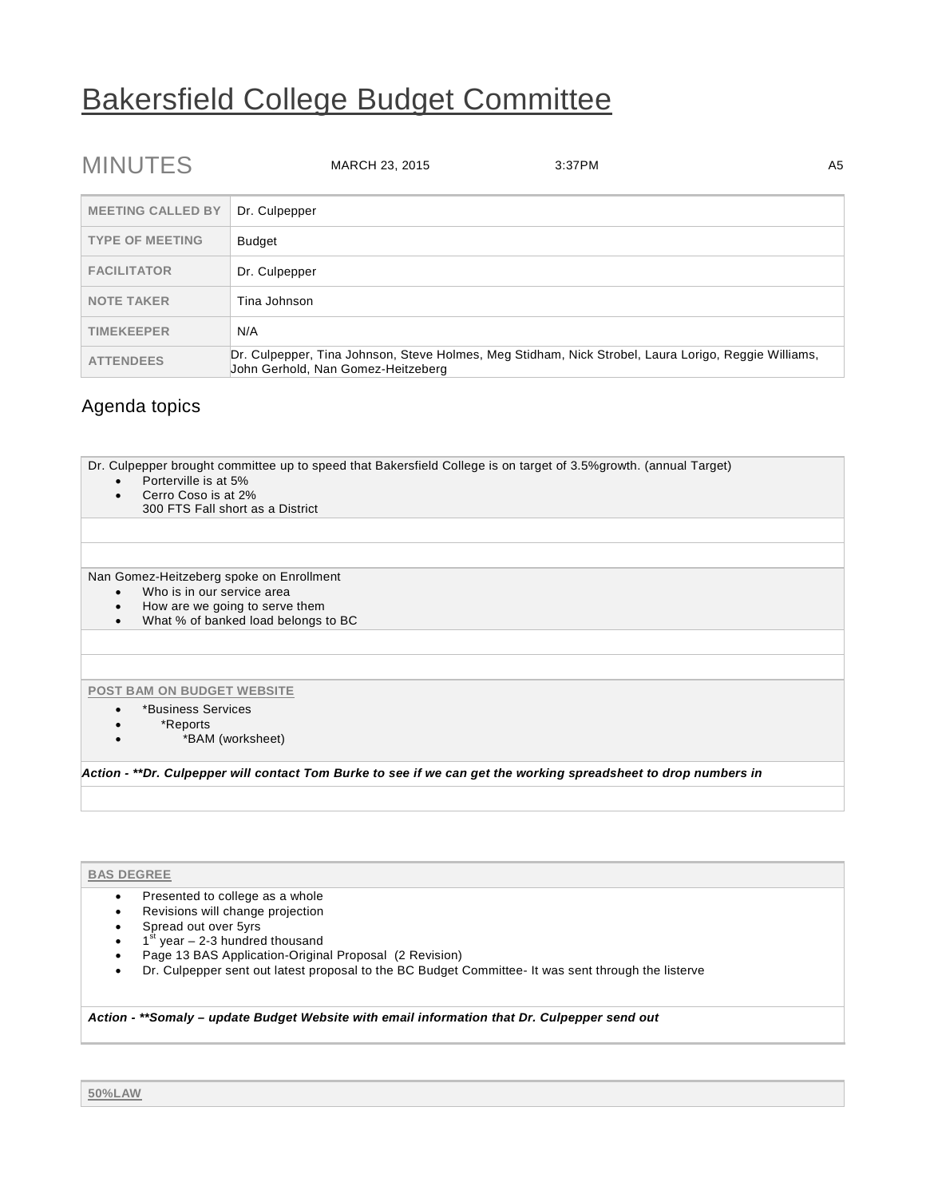# Bakersfield College Budget Committee

MINUTES MARCH 23, 2015 3:37PM A5

| MEETING CALLED BY | Dr. Culpepper |
|---|---|
| TYPE OF MEETING | Budget |
| FACILITATOR | Dr. Culpepper |
| NOTE TAKER | Tina Johnson |
| TIMEKEEPER | N/A |
| ATTENDEES | Dr. Culpepper, Tina Johnson, Steve Holmes, Meg Stidham, Nick Strobel, Laura Lorigo, Reggie Williams, John Gerhold, Nan Gomez-Heitzeberg |

## Agenda topics

Dr. Culpepper brought committee up to speed that Bakersfield College is on target of 3.5%growth. (annual Target)

- Porterville is at 5%
- Cerro Coso is at 2%
  300 FTS Fall short as a District

Nan Gomez-Heitzeberg spoke on Enrollment

- Who is in our service area
- How are we going to serve them
- What % of banked load belongs to BC

### POST BAM ON BUDGET WEBSITE

- *Business Services
  - *Reports
    - *BAM (worksheet)

***Action - **Dr. Culpepper will contact Tom Burke to see if we can get the working spreadsheet to drop numbers in***

### BAS DEGREE

- Presented to college as a whole
- Revisions will change projection
- Spread out over 5yrs
- 1st year – 2-3 hundred thousand
- Page 13 BAS Application-Original Proposal (2 Revision)
- Dr. Culpepper sent out latest proposal to the BC Budget Committee- It was sent through the listerve

***Action - **Somaly – update Budget Website with email information that Dr. Culpepper send out***

### 50%LAW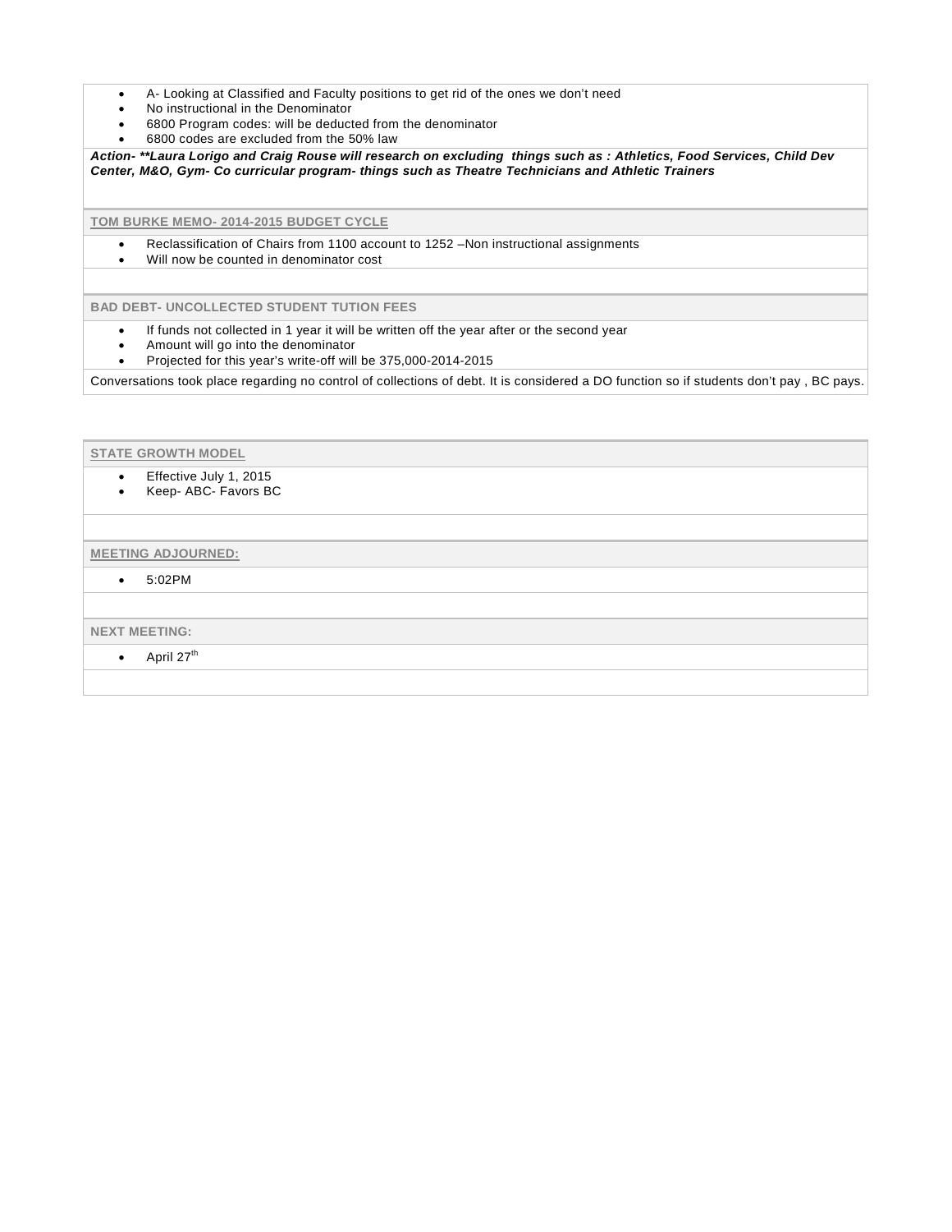- A- Looking at Classified and Faculty positions to get rid of the ones we don't need
- No instructional in the Denominator
- 6800 Program codes: will be deducted from the denominator
- 6800 codes are excluded from the 50% law

***Action- **Laura Lorigo and Craig Rouse will research on excluding things such as : Athletics, Food Services, Child Dev Center, M&O, Gym- Co curricular program- things such as Theatre Technicians and Athletic Trainers***

**TOM BURKE MEMO- 2014-2015 BUDGET CYCLE**

- Reclassification of Chairs from 1100 account to 1252 –Non instructional assignments
- Will now be counted in denominator cost

**BAD DEBT- UNCOLLECTED STUDENT TUTION FEES**

- If funds not collected in 1 year it will be written off the year after or the second year
- Amount will go into the denominator
- Projected for this year's write-off will be 375,000-2014-2015

Conversations took place regarding no control of collections of debt. It is considered a DO function so if students don't pay , BC pays.

**STATE GROWTH MODEL**

- Effective July 1, 2015
- Keep- ABC- Favors BC

**MEETING ADJOURNED:**

- 5:02PM

**NEXT MEETING:**

- April 27th